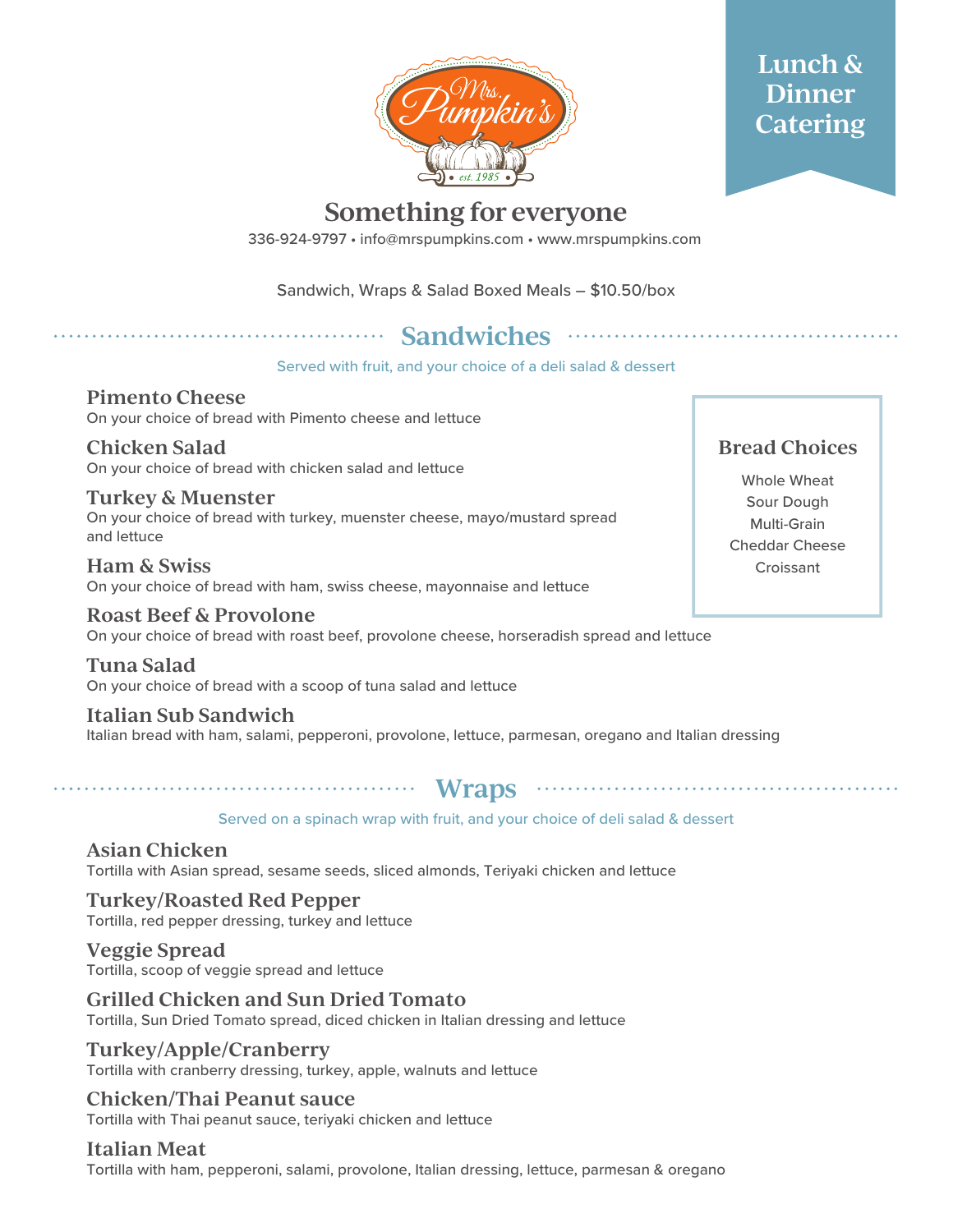# Mrs. Pumpkin's

est. 1985

**Lunch & Dinner Catering**

## Something for everyone

336-924-9797 • info@mrspumpkins.com • www.mrspumpkins.com

Sandwich, Wraps & Salad Boxed Meals – $10.50/box

## Sandwiches

Served with fruit, and your choice of a deli salad & dessert

### Pimento Cheese
On your choice of bread with Pimento cheese and lettuce

### Chicken Salad
On your choice of bread with chicken salad and lettuce

### Turkey & Muenster
On your choice of bread with turkey, muenster cheese, mayo/mustard spread and lettuce

### Ham & Swiss
On your choice of bread with ham, swiss cheese, mayonnaise and lettuce

### Roast Beef & Provolone
On your choice of bread with roast beef, provolone cheese, horseradish spread and lettuce

### Tuna Salad
On your choice of bread with a scoop of tuna salad and lettuce

### Italian Sub Sandwich
Italian bread with ham, salami, pepperoni, provolone, lettuce, parmesan, oregano and Italian dressing

### Bread Choices

- Whole Wheat
- Sour Dough
- Multi-Grain
- Cheddar Cheese
- Croissant

## Wraps

Served on a spinach wrap with fruit, and your choice of deli salad & dessert

### Asian Chicken
Tortilla with Asian spread, sesame seeds, sliced almonds, Teriyaki chicken and lettuce

### Turkey/Roasted Red Pepper
Tortilla, red pepper dressing, turkey and lettuce

### Veggie Spread
Tortilla, scoop of veggie spread and lettuce

### Grilled Chicken and Sun Dried Tomato
Tortilla, Sun Dried Tomato spread, diced chicken in Italian dressing and lettuce

### Turkey/Apple/Cranberry
Tortilla with cranberry dressing, turkey, apple, walnuts and lettuce

### Chicken/Thai Peanut sauce
Tortilla with Thai peanut sauce, teriyaki chicken and lettuce

### Italian Meat
Tortilla with ham, pepperoni, salami, provolone, Italian dressing, lettuce, parmesan & oregano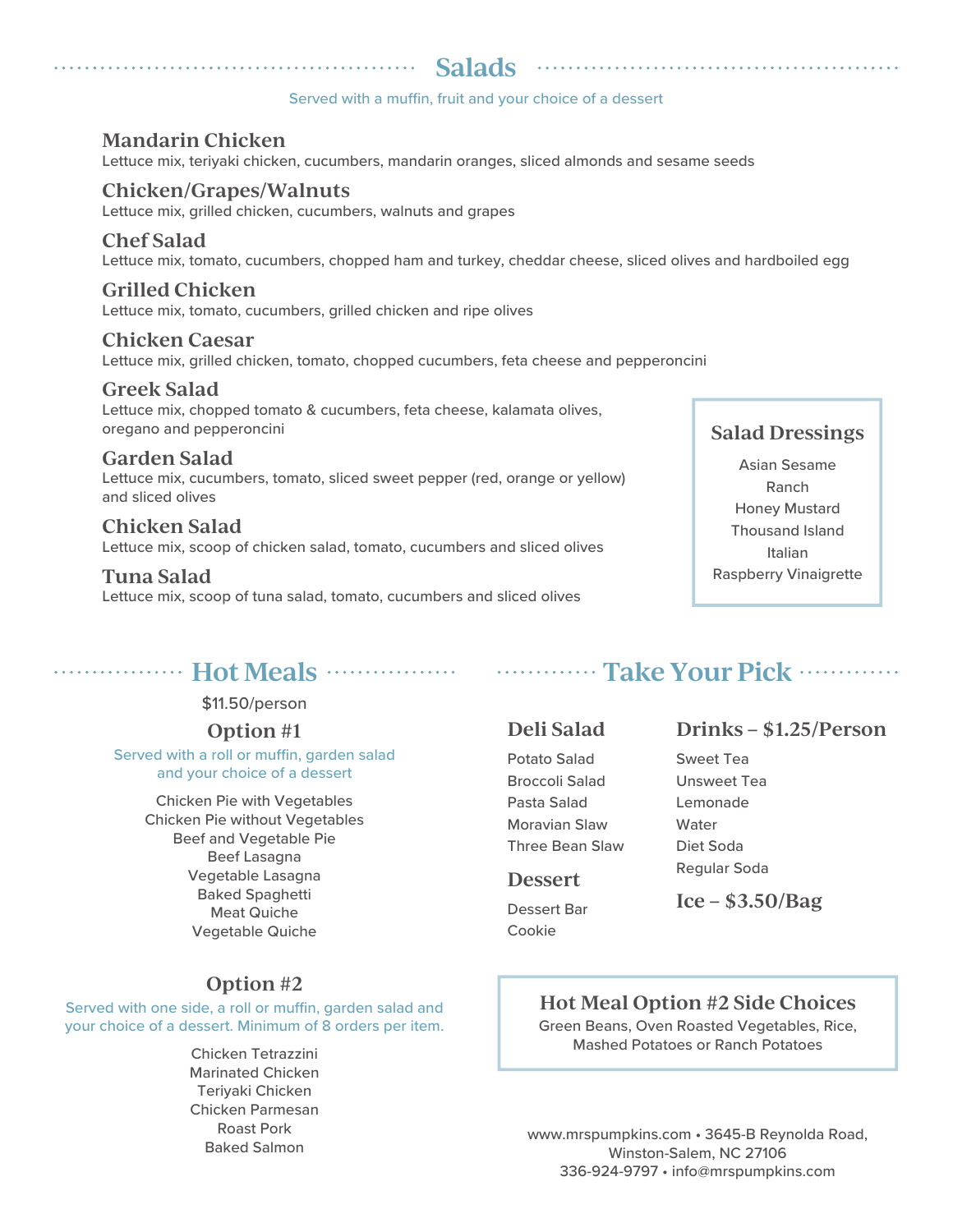## Salads

Served with a muffin, fruit and your choice of a dessert

### Mandarin Chicken
Lettuce mix, teriyaki chicken, cucumbers, mandarin oranges, sliced almonds and sesame seeds

### Chicken/Grapes/Walnuts
Lettuce mix, grilled chicken, cucumbers, walnuts and grapes

### Chef Salad
Lettuce mix, tomato, cucumbers, chopped ham and turkey, cheddar cheese, sliced olives and hardboiled egg

### Grilled Chicken
Lettuce mix, tomato, cucumbers, grilled chicken and ripe olives

### Chicken Caesar
Lettuce mix, grilled chicken, tomato, chopped cucumbers, feta cheese and pepperoncini

### Greek Salad
Lettuce mix, chopped tomato & cucumbers, feta cheese, kalamata olives, oregano and pepperoncini

### Garden Salad
Lettuce mix, cucumbers, tomato, sliced sweet pepper (red, orange or yellow) and sliced olives

### Chicken Salad
Lettuce mix, scoop of chicken salad, tomato, cucumbers and sliced olives

### Tuna Salad
Lettuce mix, scoop of tuna salad, tomato, cucumbers and sliced olives

### Salad Dressings

Asian Sesame
Ranch
Honey Mustard
Thousand Island
Italian
Raspberry Vinaigrette

## Hot Meals

$11.50/person

### Option #1

Served with a roll or muffin, garden salad and your choice of a dessert

Chicken Pie with Vegetables
Chicken Pie without Vegetables
Beef and Vegetable Pie
Beef Lasagna
Vegetable Lasagna
Baked Spaghetti
Meat Quiche
Vegetable Quiche

### Option #2

Served with one side, a roll or muffin, garden salad and your choice of a dessert. Minimum of 8 orders per item.

Chicken Tetrazzini
Marinated Chicken
Teriyaki Chicken
Chicken Parmesan
Roast Pork
Baked Salmon

## Take Your Pick

### Deli Salad

Potato Salad
Broccoli Salad
Pasta Salad
Moravian Slaw
Three Bean Slaw

### Dessert

Dessert Bar
Cookie

### Drinks – $1.25/Person

Sweet Tea
Unsweet Tea
Lemonade
Water
Diet Soda
Regular Soda

### Ice – $3.50/Bag

### Hot Meal Option #2 Side Choices

Green Beans, Oven Roasted Vegetables, Rice, Mashed Potatoes or Ranch Potatoes

www.mrspumpkins.com • 3645-B Reynolda Road, Winston-Salem, NC 27106
336-924-9797 • info@mrspumpkins.com